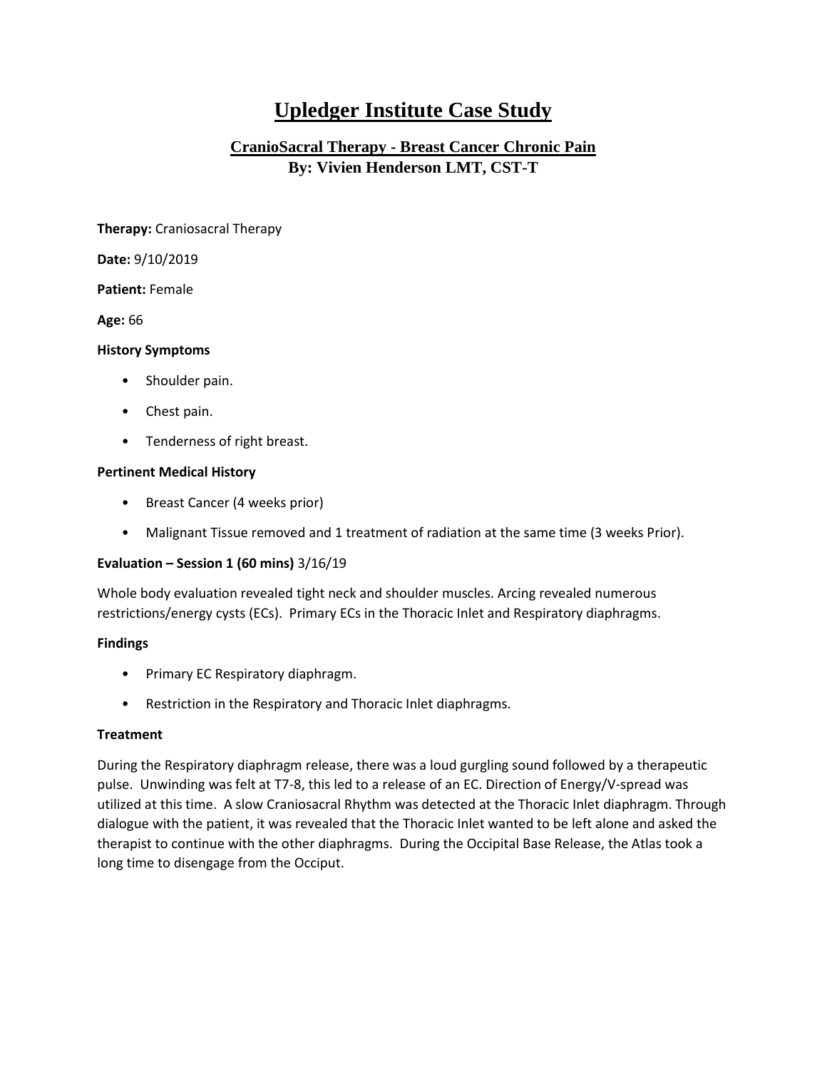# Upledger Institute Case Study

## CranioSacral Therapy - Breast Cancer Chronic Pain

**By: Vivien Henderson LMT, CST-T**

**Therapy:** Craniosacral Therapy

**Date:** 9/10/2019

**Patient:** Female

**Age:** 66

**History Symptoms**

- Shoulder pain.
- Chest pain.
- Tenderness of right breast.

**Pertinent Medical History**

- Breast Cancer (4 weeks prior)
- Malignant Tissue removed and 1 treatment of radiation at the same time (3 weeks Prior).

**Evaluation – Session 1 (60 mins)** 3/16/19

Whole body evaluation revealed tight neck and shoulder muscles. Arcing revealed numerous restrictions/energy cysts (ECs). Primary ECs in the Thoracic Inlet and Respiratory diaphragms.

**Findings**

- Primary EC Respiratory diaphragm.
- Restriction in the Respiratory and Thoracic Inlet diaphragms.

**Treatment**

During the Respiratory diaphragm release, there was a loud gurgling sound followed by a therapeutic pulse. Unwinding was felt at T7-8, this led to a release of an EC. Direction of Energy/V-spread was utilized at this time. A slow Craniosacral Rhythm was detected at the Thoracic Inlet diaphragm. Through dialogue with the patient, it was revealed that the Thoracic Inlet wanted to be left alone and asked the therapist to continue with the other diaphragms. During the Occipital Base Release, the Atlas took a long time to disengage from the Occiput.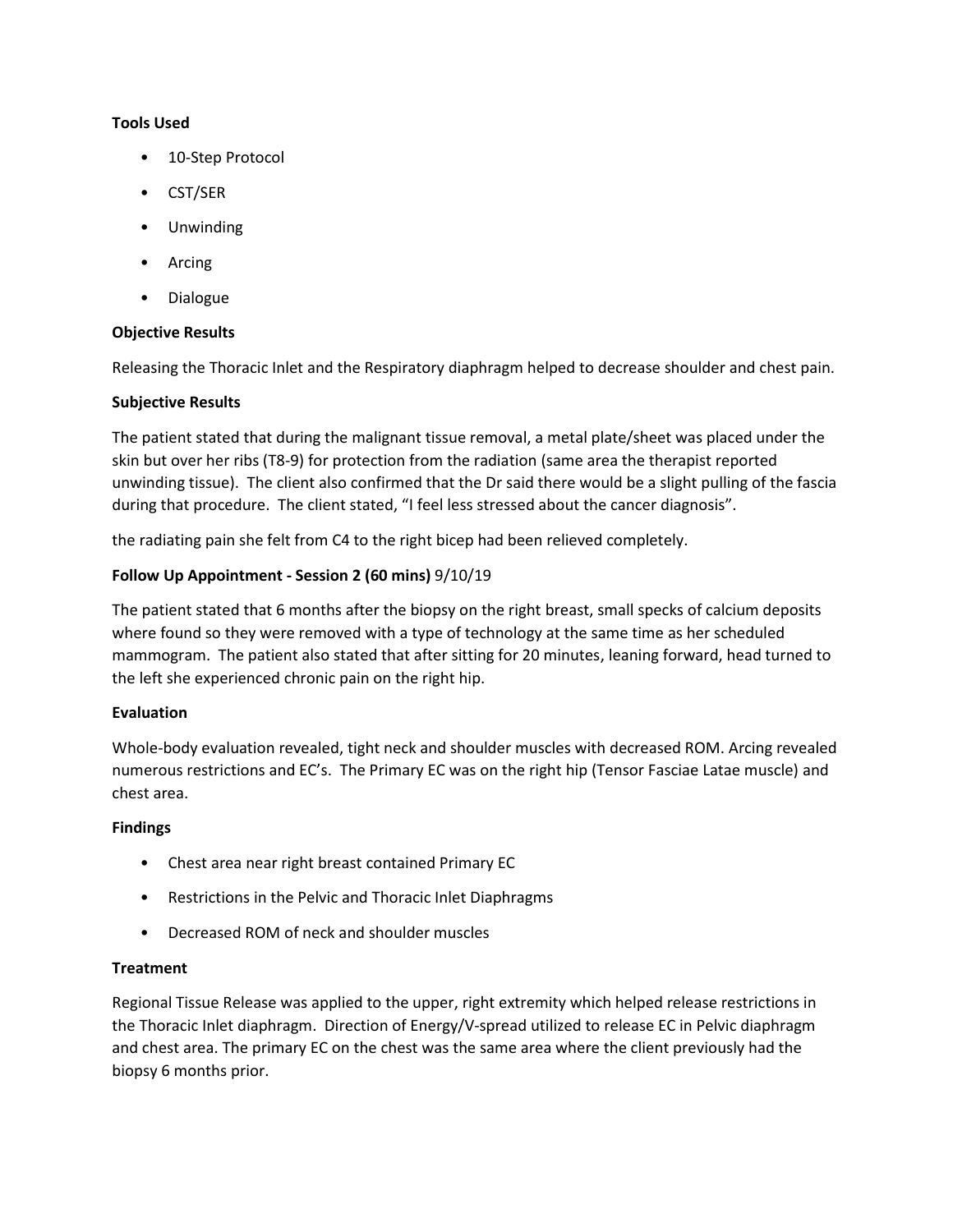**Tools Used**

- 10-Step Protocol
- CST/SER
- Unwinding
- Arcing
- Dialogue

**Objective Results**

Releasing the Thoracic Inlet and the Respiratory diaphragm helped to decrease shoulder and chest pain.

**Subjective Results**

The patient stated that during the malignant tissue removal, a metal plate/sheet was placed under the skin but over her ribs (T8-9) for protection from the radiation (same area the therapist reported unwinding tissue). The client also confirmed that the Dr said there would be a slight pulling of the fascia during that procedure. The client stated, "I feel less stressed about the cancer diagnosis".

the radiating pain she felt from C4 to the right bicep had been relieved completely.

**Follow Up Appointment - Session 2 (60 mins)** 9/10/19

The patient stated that 6 months after the biopsy on the right breast, small specks of calcium deposits where found so they were removed with a type of technology at the same time as her scheduled mammogram. The patient also stated that after sitting for 20 minutes, leaning forward, head turned to the left she experienced chronic pain on the right hip.

**Evaluation**

Whole-body evaluation revealed, tight neck and shoulder muscles with decreased ROM. Arcing revealed numerous restrictions and EC's. The Primary EC was on the right hip (Tensor Fasciae Latae muscle) and chest area.

**Findings**

- Chest area near right breast contained Primary EC
- Restrictions in the Pelvic and Thoracic Inlet Diaphragms
- Decreased ROM of neck and shoulder muscles

**Treatment**

Regional Tissue Release was applied to the upper, right extremity which helped release restrictions in the Thoracic Inlet diaphragm. Direction of Energy/V-spread utilized to release EC in Pelvic diaphragm and chest area. The primary EC on the chest was the same area where the client previously had the biopsy 6 months prior.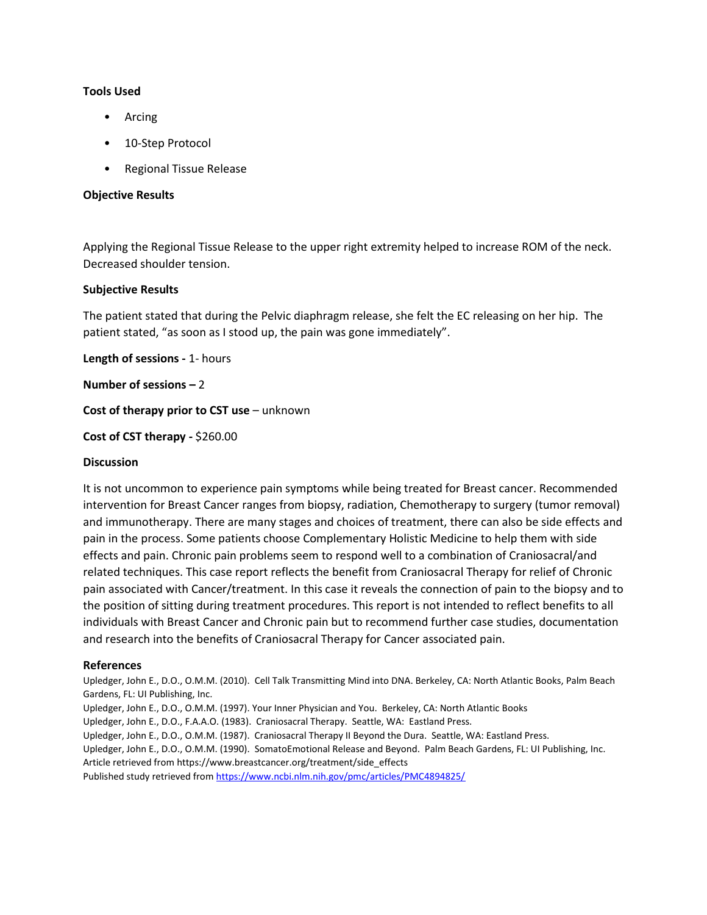**Tools Used**

- Arcing
- 10-Step Protocol
- Regional Tissue Release

**Objective Results**

Applying the Regional Tissue Release to the upper right extremity helped to increase ROM of the neck. Decreased shoulder tension.

**Subjective Results**

The patient stated that during the Pelvic diaphragm release, she felt the EC releasing on her hip. The patient stated, “as soon as I stood up, the pain was gone immediately”.

**Length of sessions -** 1- hours

**Number of sessions –** 2

**Cost of therapy prior to CST use** – unknown

**Cost of CST therapy -** $260.00

**Discussion**

It is not uncommon to experience pain symptoms while being treated for Breast cancer. Recommended intervention for Breast Cancer ranges from biopsy, radiation, Chemotherapy to surgery (tumor removal) and immunotherapy. There are many stages and choices of treatment, there can also be side effects and pain in the process. Some patients choose Complementary Holistic Medicine to help them with side effects and pain. Chronic pain problems seem to respond well to a combination of Craniosacral/and related techniques. This case report reflects the benefit from Craniosacral Therapy for relief of Chronic pain associated with Cancer/treatment. In this case it reveals the connection of pain to the biopsy and to the position of sitting during treatment procedures. This report is not intended to reflect benefits to all individuals with Breast Cancer and Chronic pain but to recommend further case studies, documentation and research into the benefits of Craniosacral Therapy for Cancer associated pain.

**References**

Upledger, John E., D.O., O.M.M. (2010). Cell Talk Transmitting Mind into DNA. Berkeley, CA: North Atlantic Books, Palm Beach Gardens, FL: UI Publishing, Inc.
Upledger, John E., D.O., O.M.M. (1997). Your Inner Physician and You. Berkeley, CA: North Atlantic Books
Upledger, John E., D.O., F.A.A.O. (1983). Craniosacral Therapy. Seattle, WA: Eastland Press.
Upledger, John E., D.O., O.M.M. (1987). Craniosacral Therapy II Beyond the Dura. Seattle, WA: Eastland Press.
Upledger, John E., D.O., O.M.M. (1990). SomatoEmotional Release and Beyond. Palm Beach Gardens, FL: UI Publishing, Inc.
Article retrieved from https://www.breastcancer.org/treatment/side_effects
Published study retrieved from https://www.ncbi.nlm.nih.gov/pmc/articles/PMC4894825/